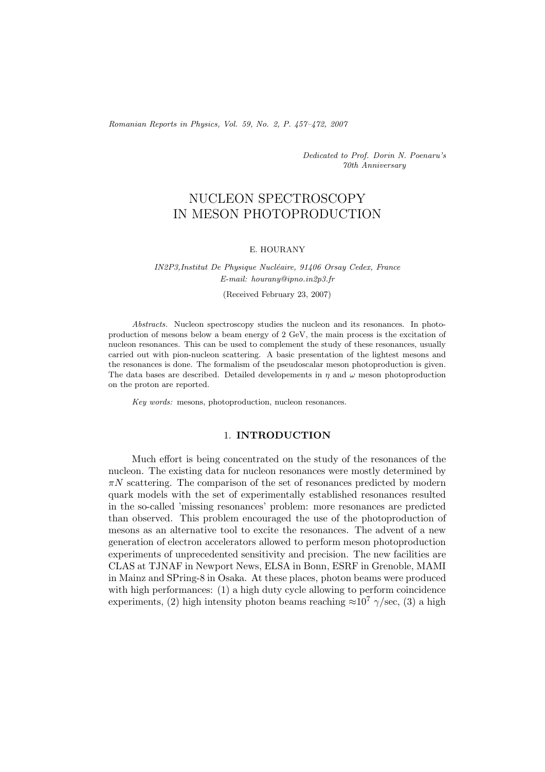*Dedicated to Prof. Dorin N. Poenaru's 70th Anniversary*

# NUCLEON SPECTROSCOPY IN MESON PHOTOPRODUCTION

E. HOURANY

*IN2P3,Institut De Physique Nucléaire, 91406 Orsay Cedex, France*
*E-mail: hourany@ipno.in2p3.fr*

(Received February 23, 2007)

*Abstracts.* Nucleon spectroscopy studies the nucleon and its resonances. In photoproduction of mesons below a beam energy of 2 GeV, the main process is the excitation of nucleon resonances. This can be used to complement the study of these resonances, usually carried out with pion-nucleon scattering. A basic presentation of the lightest mesons and the resonances is done. The formalism of the pseudoscalar meson photoproduction is given. The data bases are described. Detailed developements in $\eta$ and $\omega$ meson photoproduction on the proton are reported.

*Key words:* mesons, photoproduction, nucleon resonances.

## 1. INTRODUCTION

Much effort is being concentrated on the study of the resonances of the nucleon. The existing data for nucleon resonances were mostly determined by $\pi N$ scattering. The comparison of the set of resonances predicted by modern quark models with the set of experimentally established resonances resulted in the so-called 'missing resonances' problem: more resonances are predicted than observed. This problem encouraged the use of the photoproduction of mesons as an alternative tool to excite the resonances. The advent of a new generation of electron accelerators allowed to perform meson photoproduction experiments of unprecedented sensitivity and precision. The new facilities are CLAS at TJNAF in Newport News, ELSA in Bonn, ESRF in Grenoble, MAMI in Mainz and SPring-8 in Osaka. At these places, photon beams were produced with high performances: (1) a high duty cycle allowing to perform coincidence experiments, (2) high intensity photon beams reaching $\approx 10^7$ $\gamma$/sec, (3) a high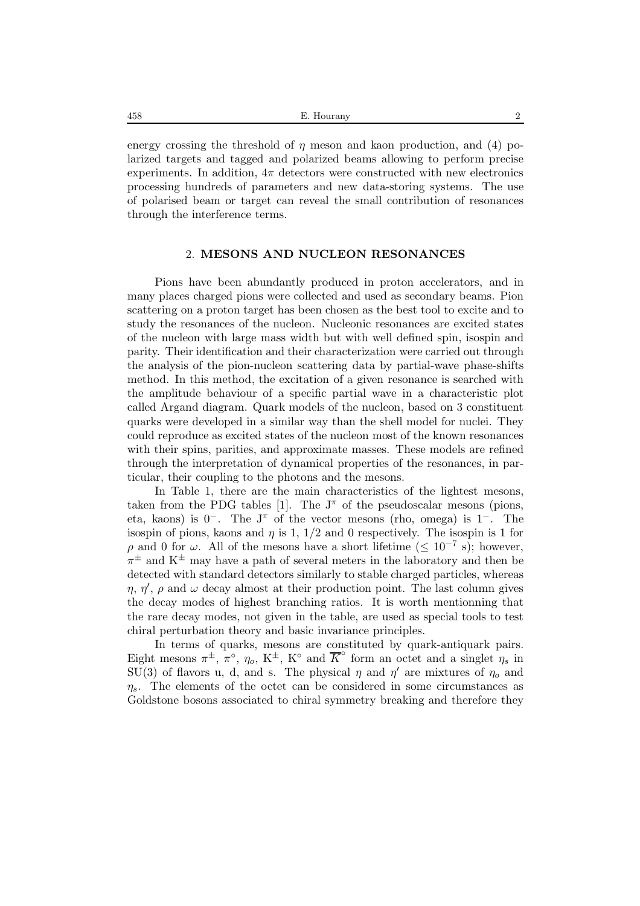energy crossing the threshold of $\eta$ meson and kaon production, and (4) polarized targets and tagged and polarized beams allowing to perform precise experiments. In addition, $4\pi$ detectors were constructed with new electronics processing hundreds of parameters and new data-storing systems. The use of polarised beam or target can reveal the small contribution of resonances through the interference terms.

## 2. MESONS AND NUCLEON RESONANCES

Pions have been abundantly produced in proton accelerators, and in many places charged pions were collected and used as secondary beams. Pion scattering on a proton target has been chosen as the best tool to excite and to study the resonances of the nucleon. Nucleonic resonances are excited states of the nucleon with large mass width but with well defined spin, isospin and parity. Their identification and their characterization were carried out through the analysis of the pion-nucleon scattering data by partial-wave phase-shifts method. In this method, the excitation of a given resonance is searched with the amplitude behaviour of a specific partial wave in a characteristic plot called Argand diagram. Quark models of the nucleon, based on 3 constituent quarks were developed in a similar way than the shell model for nuclei. They could reproduce as excited states of the nucleon most of the known resonances with their spins, parities, and approximate masses. These models are refined through the interpretation of dynamical properties of the resonances, in particular, their coupling to the photons and the mesons.

In Table 1, there are the main characteristics of the lightest mesons, taken from the PDG tables [1]. The $J^{\pi}$ of the pseudoscalar mesons (pions, eta, kaons) is $0^-$. The $J^{\pi}$ of the vector mesons (rho, omega) is $1^-$. The isospin of pions, kaons and $\eta$ is 1, 1/2 and 0 respectively. The isospin is 1 for $\rho$ and 0 for $\omega$. All of the mesons have a short lifetime ($\leq 10^{-7}$ s); however, $\pi^{\pm}$ and $K^{\pm}$ may have a path of several meters in the laboratory and then be detected with standard detectors similarly to stable charged particles, whereas $\eta$, $\eta'$, $\rho$ and $\omega$ decay almost at their production point. The last column gives the decay modes of highest branching ratios. It is worth mentionning that the rare decay modes, not given in the table, are used as special tools to test chiral perturbation theory and basic invariance principles.

In terms of quarks, mesons are constituted by quark-antiquark pairs. Eight mesons $\pi^{\pm}$, $\pi^{\circ}$, $\eta_o$, $K^{\pm}$, $K^{\circ}$ and $\overline{K}^{\circ}$ form an octet and a singlet $\eta_s$ in SU(3) of flavors u, d, and s. The physical $\eta$ and $\eta'$ are mixtures of $\eta_o$ and $\eta_s$. The elements of the octet can be considered in some circumstances as Goldstone bosons associated to chiral symmetry breaking and therefore they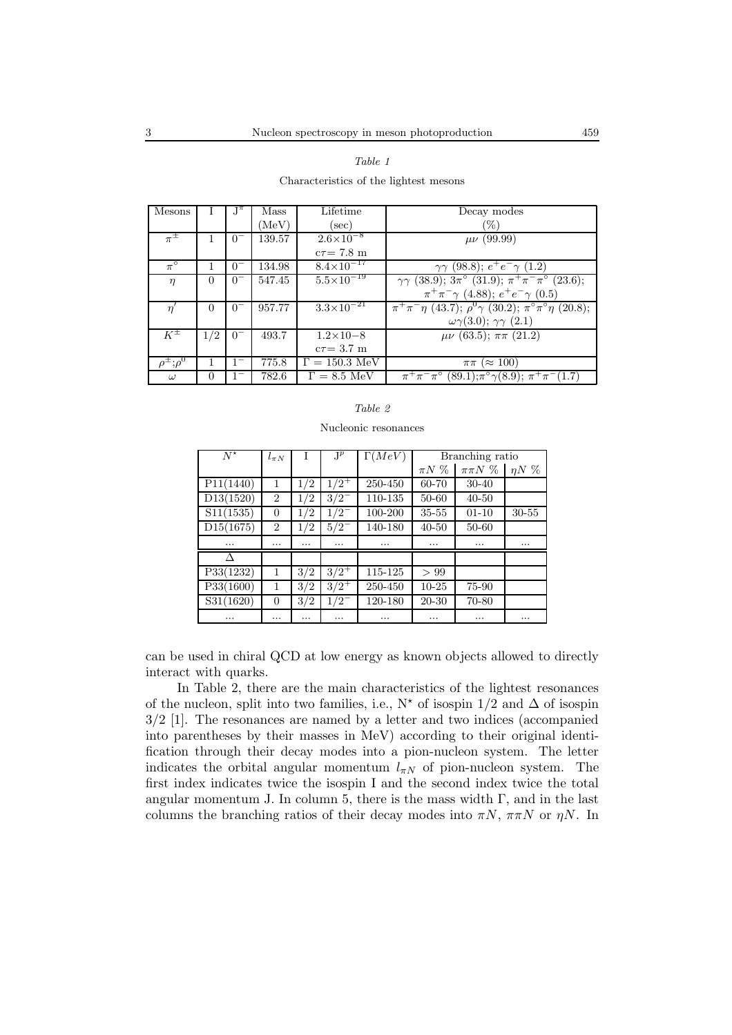*Table 1*

Characteristics of the lightest mesons

| Mesons | I | $J^\pi$ | Mass (MeV) | Lifetime (sec) | Decay modes (%) |
|---|---|---|---|---|---|
| $\pi^\pm$ | 1 | $0^-$ | 139.57 | $2.6\times10^{-8}$ $c\tau = 7.8$ m | $\mu\nu$ (99.99) |
| $\pi^\circ$ | 1 | $0^-$ | 134.98 | $8.4\times10^{-17}$ | $\gamma\gamma$ (98.8); $e^+e^-\gamma$ (1.2) |
| $\eta$ | 0 | $0^-$ | 547.45 | $5.5\times10^{-19}$ | $\gamma\gamma$ (38.9); $3\pi^\circ$ (31.9); $\pi^+\pi^-\pi^\circ$ (23.6); $\pi^+\pi^-\gamma$ (4.88); $e^+e^-\gamma$ (0.5) |
| $\eta'$ | 0 | $0^-$ | 957.77 | $3.3\times10^{-21}$ | $\pi^+\pi^-\eta$ (43.7); $\rho^0\gamma$ (30.2); $\pi^\circ\pi^\circ\eta$ (20.8); $\omega\gamma$(3.0); $\gamma\gamma$ (2.1) |
| $K^\pm$ | 1/2 | $0^-$ | 493.7 | $1.2\times10{-8}$ $c\tau = 3.7$ m | $\mu\nu$ (63.5); $\pi\pi$ (21.2) |
| $\rho^\pm$;$\rho^0$ | 1 | $1^-$ | 775.8 | $\Gamma = 150.3$ MeV | $\pi\pi$ ($\approx 100$) |
| $\omega$ | 0 | $1^-$ | 782.6 | $\Gamma = 8.5$ MeV | $\pi^+\pi^-\pi^\circ$ (89.1);$\pi^\circ\gamma$(8.9); $\pi^+\pi^-$(1.7) |

*Table 2*

Nucleonic resonances

| $N^\star$ | $l_{\pi N}$ | I | $J^p$ | $\Gamma(MeV)$ | Branching ratio | | |
|---|---|---|---|---|---|---|---|
| | | | | | $\pi N$ % | $\pi\pi N$ % | $\eta N$ % |
| P11(1440) | 1 | 1/2 | $1/2^+$ | 250-450 | 60-70 | 30-40 | |
| D13(1520) | 2 | 1/2 | $3/2^-$ | 110-135 | 50-60 | 40-50 | |
| S11(1535) | 0 | 1/2 | $1/2^-$ | 100-200 | 35-55 | 01-10 | 30-55 |
| D15(1675) | 2 | 1/2 | $5/2^-$ | 140-180 | 40-50 | 50-60 | |
| ... | ... | ... | ... | ... | ... | ... | ... |
| $\Delta$ | | | | | | | |
| P33(1232) | 1 | 3/2 | $3/2^+$ | 115-125 | $> 99$ | | |
| P33(1600) | 1 | 3/2 | $3/2^+$ | 250-450 | 10-25 | 75-90 | |
| S31(1620) | 0 | 3/2 | $1/2^-$ | 120-180 | 20-30 | 70-80 | |
| ... | ... | ... | ... | ... | ... | ... | ... |

can be used in chiral QCD at low energy as known objects allowed to directly interact with quarks.

In Table 2, there are the main characteristics of the lightest resonances of the nucleon, split into two families, i.e., $N^\star$ of isospin 1/2 and $\Delta$ of isospin 3/2 [1]. The resonances are named by a letter and two indices (accompanied into parentheses by their masses in MeV) according to their original identification through their decay modes into a pion-nucleon system. The letter indicates the orbital angular momentum $l_{\pi N}$ of pion-nucleon system. The first index indicates twice the isospin I and the second index twice the total angular momentum J. In column 5, there is the mass width $\Gamma$, and in the last columns the branching ratios of their decay modes into $\pi N$, $\pi\pi N$ or $\eta N$. In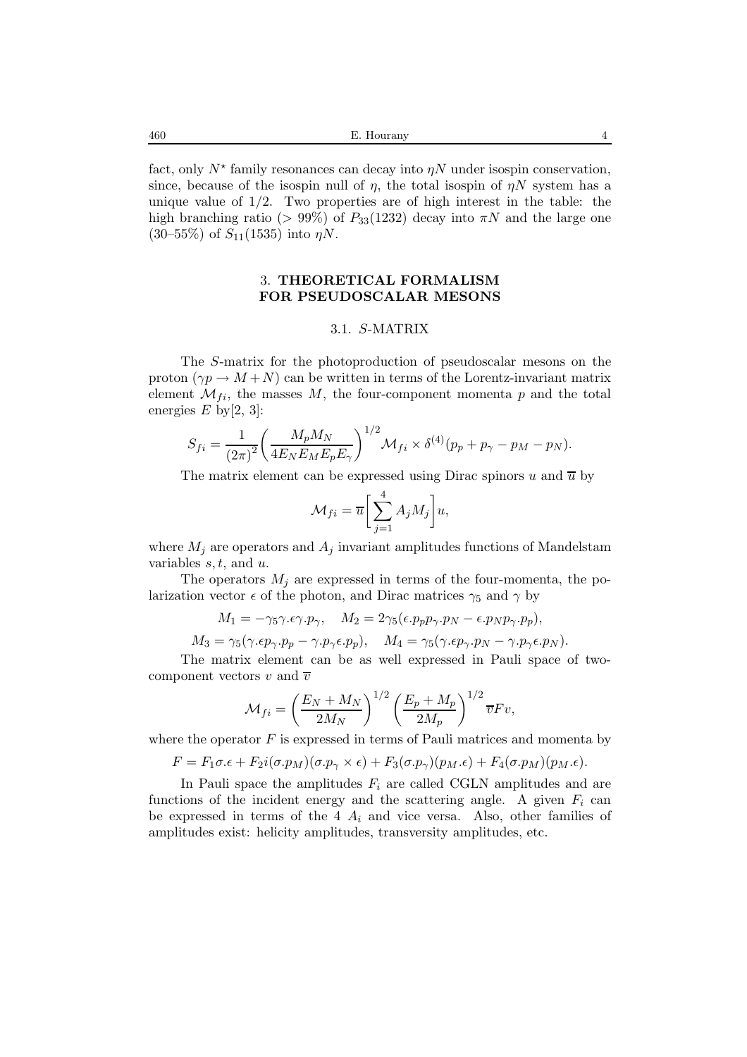fact, only $N^\star$ family resonances can decay into $\eta N$ under isospin conservation, since, because of the isospin null of $\eta$, the total isospin of $\eta N$ system has a unique value of $1/2$. Two properties are of high interest in the table: the high branching ratio ($> 99\%$) of $P_{33}(1232)$ decay into $\pi N$ and the large one (30–55%) of $S_{11}(1535)$ into $\eta N$.

## 3. THEORETICAL FORMALISM FOR PSEUDOSCALAR MESONS

### 3.1. $S$-MATRIX

The $S$-matrix for the photoproduction of pseudoscalar mesons on the proton ($\gamma p \to M + N$) can be written in terms of the Lorentz-invariant matrix element $\mathcal{M}_{fi}$, the masses $M$, the four-component momenta $p$ and the total energies $E$ by[2, 3]:

$$S_{fi} = \frac{1}{(2\pi)^2}\left(\frac{M_p M_N}{4E_N E_M E_p E_\gamma}\right)^{1/2} \mathcal{M}_{fi} \times \delta^{(4)}(p_p + p_\gamma - p_M - p_N).$$

The matrix element can be expressed using Dirac spinors $u$ and $\overline{u}$ by

$$\mathcal{M}_{fi} = \overline{u}\left[\sum_{j=1}^{4} A_j M_j\right] u,$$

where $M_j$ are operators and $A_j$ invariant amplitudes functions of Mandelstam variables $s, t$, and $u$.

The operators $M_j$ are expressed in terms of the four-momenta, the polarization vector $\epsilon$ of the photon, and Dirac matrices $\gamma_5$ and $\gamma$ by

$$M_1 = -\gamma_5 \gamma.\epsilon\gamma.p_\gamma, \quad M_2 = 2\gamma_5(\epsilon.p_p p_\gamma.p_N - \epsilon.p_N p_\gamma.p_p),$$

$$M_3 = \gamma_5(\gamma.\epsilon p_\gamma.p_p - \gamma.p_\gamma \epsilon.p_p), \quad M_4 = \gamma_5(\gamma.\epsilon p_\gamma.p_N - \gamma.p_\gamma \epsilon.p_N).$$

The matrix element can be as well expressed in Pauli space of two-component vectors $v$ and $\overline{v}$

$$\mathcal{M}_{fi} = \left(\frac{E_N + M_N}{2M_N}\right)^{1/2} \left(\frac{E_p + M_p}{2M_p}\right)^{1/2} \overline{v} F v,$$

where the operator $F$ is expressed in terms of Pauli matrices and momenta by

$$F = F_1 \sigma.\epsilon + F_2 i(\sigma.p_M)(\sigma.p_\gamma \times \epsilon) + F_3(\sigma.p_\gamma)(p_M.\epsilon) + F_4(\sigma.p_M)(p_M.\epsilon).$$

In Pauli space the amplitudes $F_i$ are called CGLN amplitudes and are functions of the incident energy and the scattering angle. A given $F_i$ can be expressed in terms of the 4 $A_i$ and vice versa. Also, other families of amplitudes exist: helicity amplitudes, transversity amplitudes, etc.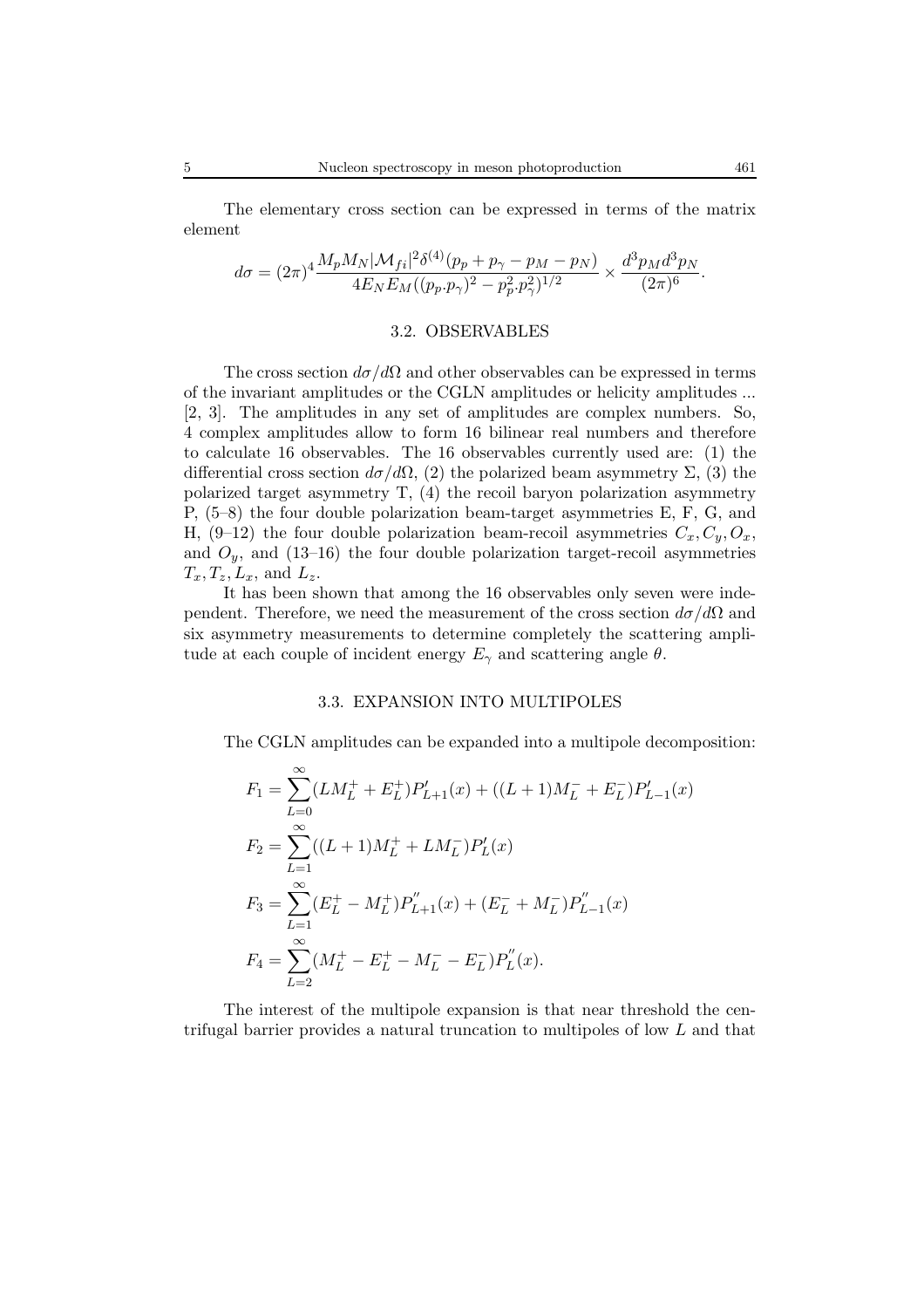The elementary cross section can be expressed in terms of the matrix element

$$d\sigma = (2\pi)^4 \frac{M_p M_N |\mathcal{M}_{fi}|^2 \delta^{(4)}(p_p + p_\gamma - p_M - p_N)}{4 E_N E_M ((p_p.p_\gamma)^2 - p_p^2.p_\gamma^2)^{1/2}} \times \frac{d^3 p_M d^3 p_N}{(2\pi)^6}.$$

### 3.2. OBSERVABLES

The cross section $d\sigma/d\Omega$ and other observables can be expressed in terms of the invariant amplitudes or the CGLN amplitudes or helicity amplitudes ... [2, 3]. The amplitudes in any set of amplitudes are complex numbers. So, 4 complex amplitudes allow to form 16 bilinear real numbers and therefore to calculate 16 observables. The 16 observables currently used are: (1) the differential cross section $d\sigma/d\Omega$, (2) the polarized beam asymmetry $\Sigma$, (3) the polarized target asymmetry T, (4) the recoil baryon polarization asymmetry P, (5–8) the four double polarization beam-target asymmetries E, F, G, and H, (9–12) the four double polarization beam-recoil asymmetries $C_x, C_y, O_x$, and $O_y$, and (13–16) the four double polarization target-recoil asymmetries $T_x, T_z, L_x$, and $L_z$.

It has been shown that among the 16 observables only seven were independent. Therefore, we need the measurement of the cross section $d\sigma/d\Omega$ and six asymmetry measurements to determine completely the scattering amplitude at each couple of incident energy $E_\gamma$ and scattering angle $\theta$.

### 3.3. EXPANSION INTO MULTIPOLES

The CGLN amplitudes can be expanded into a multipole decomposition:

$$F_1 = \sum_{L=0}^{\infty} (L M_L^+ + E_L^+) P'_{L+1}(x) + ((L+1) M_L^- + E_L^-) P'_{L-1}(x)$$

$$F_2 = \sum_{L=1}^{\infty} ((L+1) M_L^+ + L M_L^-) P'_L(x)$$

$$F_3 = \sum_{L=1}^{\infty} (E_L^+ - M_L^+) P''_{L+1}(x) + (E_L^- + M_L^-) P''_{L-1}(x)$$

$$F_4 = \sum_{L=2}^{\infty} (M_L^+ - E_L^+ - M_L^- - E_L^-) P''_L(x).$$

The interest of the multipole expansion is that near threshold the centrifugal barrier provides a natural truncation to multipoles of low $L$ and that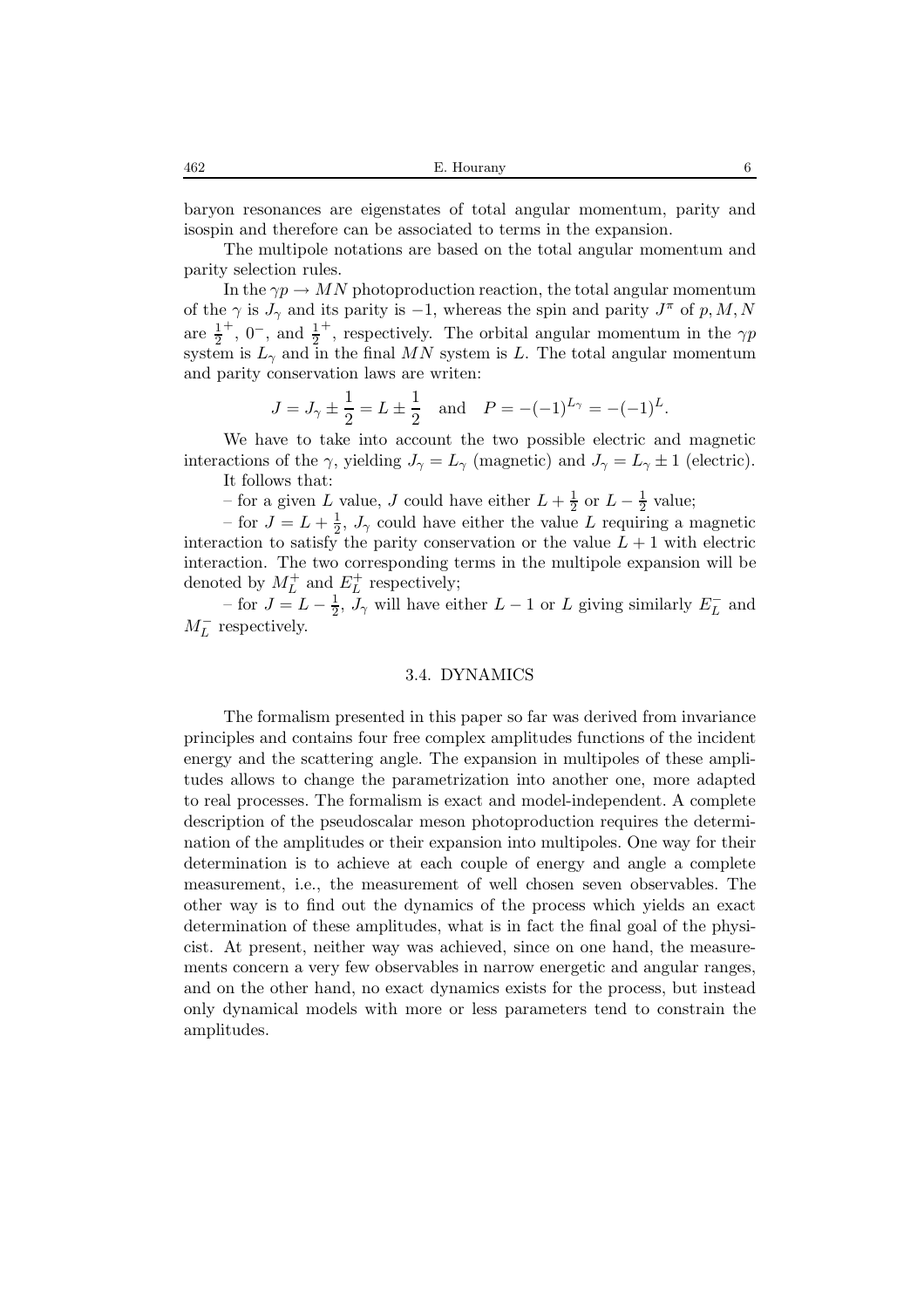baryon resonances are eigenstates of total angular momentum, parity and isospin and therefore can be associated to terms in the expansion.

The multipole notations are based on the total angular momentum and parity selection rules.

In the $\gamma p \to MN$ photoproduction reaction, the total angular momentum of the $\gamma$ is $J_\gamma$ and its parity is $-1$, whereas the spin and parity $J^\pi$ of $p, M, N$ are $\frac{1}{2}^+$, $0^-$, and $\frac{1}{2}^+$, respectively. The orbital angular momentum in the $\gamma p$ system is $L_\gamma$ and in the final $MN$ system is $L$. The total angular momentum and parity conservation laws are writen:

$$J = J_\gamma \pm \frac{1}{2} = L \pm \frac{1}{2} \quad \text{and} \quad P = -(-1)^{L_\gamma} = -(-1)^L.$$

We have to take into account the two possible electric and magnetic interactions of the $\gamma$, yielding $J_\gamma = L_\gamma$ (magnetic) and $J_\gamma = L_\gamma \pm 1$ (electric).

It follows that:

– for a given $L$ value, $J$ could have either $L + \frac{1}{2}$ or $L - \frac{1}{2}$ value;

– for $J = L + \frac{1}{2}$, $J_\gamma$ could have either the value $L$ requiring a magnetic interaction to satisfy the parity conservation or the value $L + 1$ with electric interaction. The two corresponding terms in the multipole expansion will be denoted by $M_L^+$ and $E_L^+$ respectively;

– for $J = L - \frac{1}{2}$, $J_\gamma$ will have either $L - 1$ or $L$ giving similarly $E_L^-$ and $M_L^-$ respectively.

### 3.4. DYNAMICS

The formalism presented in this paper so far was derived from invariance principles and contains four free complex amplitudes functions of the incident energy and the scattering angle. The expansion in multipoles of these amplitudes allows to change the parametrization into another one, more adapted to real processes. The formalism is exact and model-independent. A complete description of the pseudoscalar meson photoproduction requires the determination of the amplitudes or their expansion into multipoles. One way for their determination is to achieve at each couple of energy and angle a complete measurement, i.e., the measurement of well chosen seven observables. The other way is to find out the dynamics of the process which yields an exact determination of these amplitudes, what is in fact the final goal of the physicist. At present, neither way was achieved, since on one hand, the measurements concern a very few observables in narrow energetic and angular ranges, and on the other hand, no exact dynamics exists for the process, but instead only dynamical models with more or less parameters tend to constrain the amplitudes.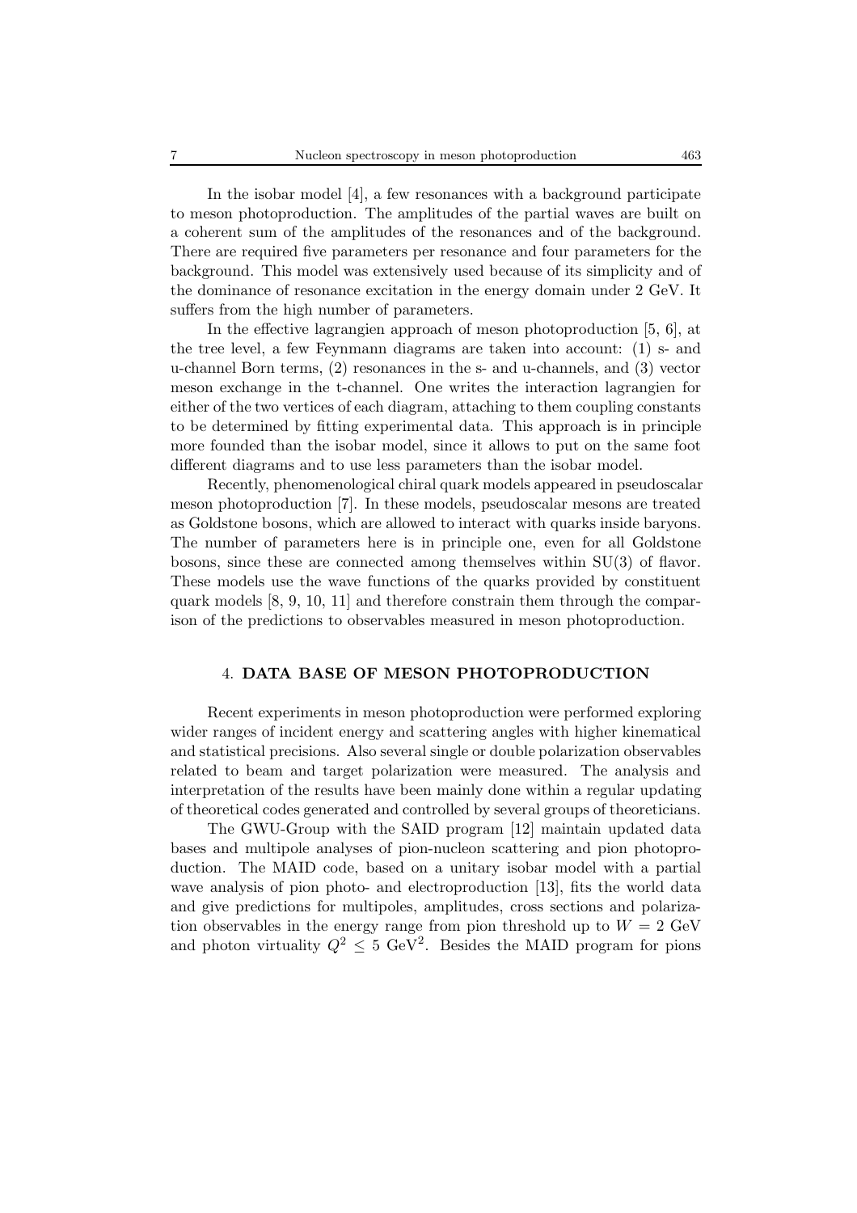In the isobar model [4], a few resonances with a background participate to meson photoproduction. The amplitudes of the partial waves are built on a coherent sum of the amplitudes of the resonances and of the background. There are required five parameters per resonance and four parameters for the background. This model was extensively used because of its simplicity and of the dominance of resonance excitation in the energy domain under 2 GeV. It suffers from the high number of parameters.

In the effective lagrangien approach of meson photoproduction [5, 6], at the tree level, a few Feynmann diagrams are taken into account: (1) s- and u-channel Born terms, (2) resonances in the s- and u-channels, and (3) vector meson exchange in the t-channel. One writes the interaction lagrangien for either of the two vertices of each diagram, attaching to them coupling constants to be determined by fitting experimental data. This approach is in principle more founded than the isobar model, since it allows to put on the same foot different diagrams and to use less parameters than the isobar model.

Recently, phenomenological chiral quark models appeared in pseudoscalar meson photoproduction [7]. In these models, pseudoscalar mesons are treated as Goldstone bosons, which are allowed to interact with quarks inside baryons. The number of parameters here is in principle one, even for all Goldstone bosons, since these are connected among themselves within SU(3) of flavor. These models use the wave functions of the quarks provided by constituent quark models [8, 9, 10, 11] and therefore constrain them through the comparison of the predictions to observables measured in meson photoproduction.

## 4. DATA BASE OF MESON PHOTOPRODUCTION

Recent experiments in meson photoproduction were performed exploring wider ranges of incident energy and scattering angles with higher kinematical and statistical precisions. Also several single or double polarization observables related to beam and target polarization were measured. The analysis and interpretation of the results have been mainly done within a regular updating of theoretical codes generated and controlled by several groups of theoreticians.

The GWU-Group with the SAID program [12] maintain updated data bases and multipole analyses of pion-nucleon scattering and pion photoproduction. The MAID code, based on a unitary isobar model with a partial wave analysis of pion photo- and electroproduction [13], fits the world data and give predictions for multipoles, amplitudes, cross sections and polarization observables in the energy range from pion threshold up to $W = 2$ GeV and photon virtuality $Q^2 \leq 5$ GeV$^2$. Besides the MAID program for pions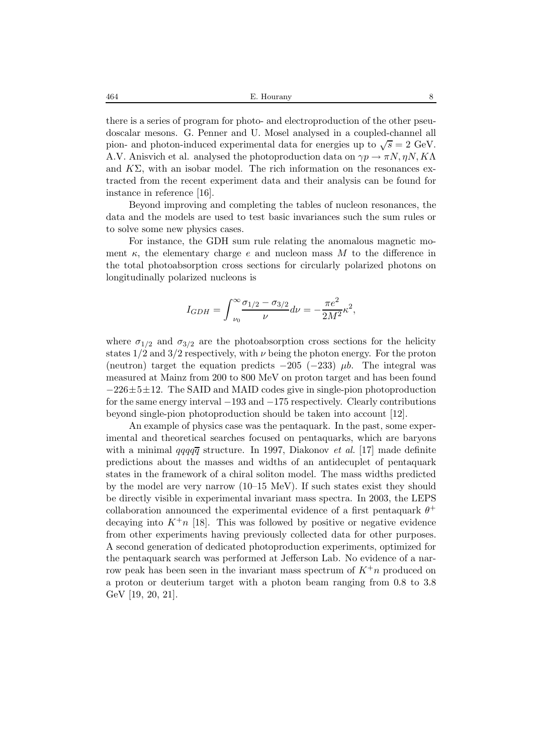there is a series of program for photo- and electroproduction of the other pseudoscalar mesons. G. Penner and U. Mosel analysed in a coupled-channel all pion- and photon-induced experimental data for energies up to $\sqrt{s} = 2$ GeV. A.V. Anisvich et al. analysed the photoproduction data on $\gamma p \to \pi N, \eta N, K\Lambda$ and $K\Sigma$, with an isobar model. The rich information on the resonances extracted from the recent experiment data and their analysis can be found for instance in reference [16].

Beyond improving and completing the tables of nucleon resonances, the data and the models are used to test basic invariances such the sum rules or to solve some new physics cases.

For instance, the GDH sum rule relating the anomalous magnetic moment $\kappa$, the elementary charge $e$ and nucleon mass $M$ to the difference in the total photoabsorption cross sections for circularly polarized photons on longitudinally polarized nucleons is

$$I_{GDH} = \int_{\nu_0}^{\infty} \frac{\sigma_{1/2} - \sigma_{3/2}}{\nu} d\nu = -\frac{\pi e^2}{2M^2}\kappa^2,$$

where $\sigma_{1/2}$ and $\sigma_{3/2}$ are the photoabsorption cross sections for the helicity states $1/2$ and $3/2$ respectively, with $\nu$ being the photon energy. For the proton (neutron) target the equation predicts $-205$ ($-233$) $\mu b$. The integral was measured at Mainz from 200 to 800 MeV on proton target and has been found $-226 \pm 5 \pm 12$. The SAID and MAID codes give in single-pion photoproduction for the same energy interval $-193$ and $-175$ respectively. Clearly contributions beyond single-pion photoproduction should be taken into account [12].

An example of physics case was the pentaquark. In the past, some experimental and theoretical searches focused on pentaquarks, which are baryons with a minimal $qqqq\overline{q}$ structure. In 1997, Diakonov *et al.* [17] made definite predictions about the masses and widths of an antidecuplet of pentaquark states in the framework of a chiral soliton model. The mass widths predicted by the model are very narrow (10–15 MeV). If such states exist they should be directly visible in experimental invariant mass spectra. In 2003, the LEPS collaboration announced the experimental evidence of a first pentaquark $\theta^+$ decaying into $K^+n$ [18]. This was followed by positive or negative evidence from other experiments having previously collected data for other purposes. A second generation of dedicated photoproduction experiments, optimized for the pentaquark search was performed at Jefferson Lab. No evidence of a narrow peak has been seen in the invariant mass spectrum of $K^+n$ produced on a proton or deuterium target with a photon beam ranging from 0.8 to 3.8 GeV [19, 20, 21].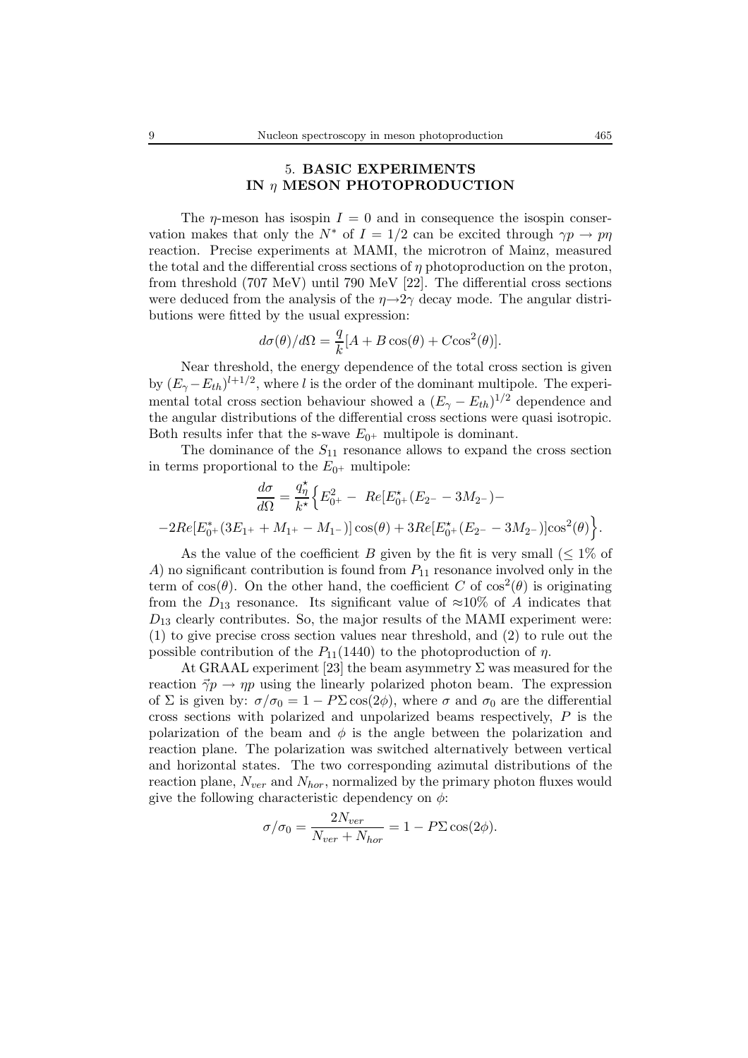## 5. BASIC EXPERIMENTS IN $\eta$ MESON PHOTOPRODUCTION

The $\eta$-meson has isospin $I = 0$ and in consequence the isospin conservation makes that only the $N^*$ of $I = 1/2$ can be excited through $\gamma p \rightarrow p\eta$ reaction. Precise experiments at MAMI, the microtron of Mainz, measured the total and the differential cross sections of $\eta$ photoproduction on the proton, from threshold (707 MeV) until 790 MeV [22]. The differential cross sections were deduced from the analysis of the $\eta \rightarrow 2\gamma$ decay mode. The angular distributions were fitted by the usual expression:

$$d\sigma(\theta)/d\Omega = \frac{q}{k}[A + B\cos(\theta) + C\cos^2(\theta)].$$

Near threshold, the energy dependence of the total cross section is given by $(E_\gamma - E_{th})^{l+1/2}$, where $l$ is the order of the dominant multipole. The experimental total cross section behaviour showed a $(E_\gamma - E_{th})^{1/2}$ dependence and the angular distributions of the differential cross sections were quasi isotropic. Both results infer that the s-wave $E_{0^+}$ multipole is dominant.

The dominance of the $S_{11}$ resonance allows to expand the cross section in terms proportional to the $E_{0^+}$ multipole:

$$\frac{d\sigma}{d\Omega} = \frac{q_\eta^\star}{k^\star}\Big\{E_{0^+}^2 - \; Re[E_{0^+}^\star(E_{2^-} - 3M_{2^-}) -$$

$$-2Re[E_{0^+}^*(3E_{1^+} + M_{1^+} - M_{1^-})]\cos(\theta) + 3Re[E_{0^+}^\star(E_{2^-} - 3M_{2^-})]\cos^2(\theta)\Big\}.$$

As the value of the coefficient $B$ given by the fit is very small ($\leq 1\%$ of $A$) no significant contribution is found from $P_{11}$ resonance involved only in the term of $\cos(\theta)$. On the other hand, the coefficient $C$ of $\cos^2(\theta)$ is originating from the $D_{13}$ resonance. Its significant value of $\approx$10% of $A$ indicates that $D_{13}$ clearly contributes. So, the major results of the MAMI experiment were: (1) to give precise cross section values near threshold, and (2) to rule out the possible contribution of the $P_{11}(1440)$ to the photoproduction of $\eta$.

At GRAAL experiment [23] the beam asymmetry $\Sigma$ was measured for the reaction $\vec{\gamma}p \rightarrow \eta p$ using the linearly polarized photon beam. The expression of $\Sigma$ is given by: $\sigma/\sigma_0 = 1 - P\Sigma\cos(2\phi)$, where $\sigma$ and $\sigma_0$ are the differential cross sections with polarized and unpolarized beams respectively, $P$ is the polarization of the beam and $\phi$ is the angle between the polarization and reaction plane. The polarization was switched alternatively between vertical and horizontal states. The two corresponding azimutal distributions of the reaction plane, $N_{ver}$ and $N_{hor}$, normalized by the primary photon fluxes would give the following characteristic dependency on $\phi$:

$$\sigma/\sigma_0 = \frac{2N_{ver}}{N_{ver} + N_{hor}} = 1 - P\Sigma\cos(2\phi).$$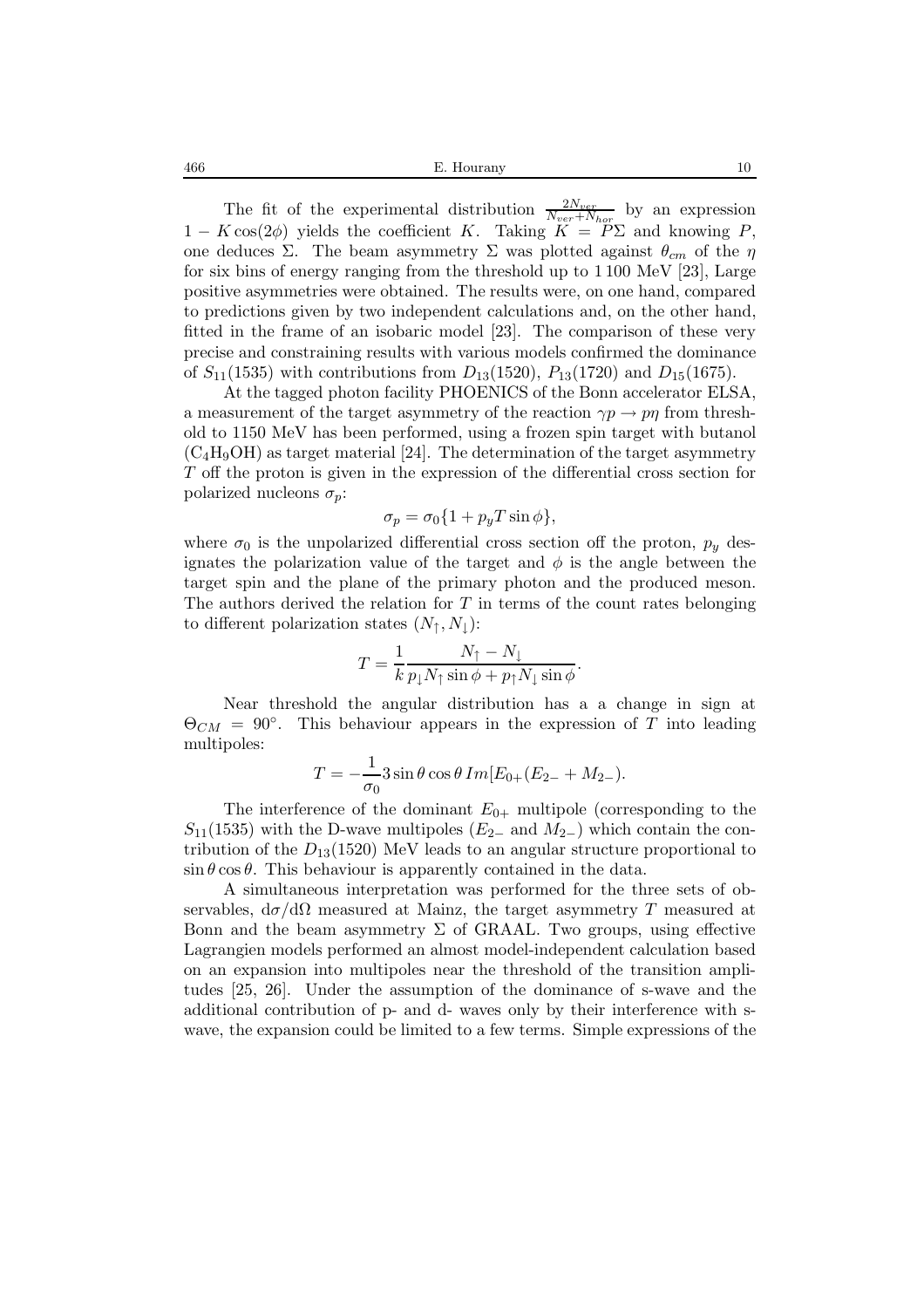The fit of the experimental distribution $\frac{2N_{ver}}{N_{ver}+N_{hor}}$ by an expression $1 - K\cos(2\phi)$ yields the coefficient $K$. Taking $K = P\Sigma$ and knowing $P$, one deduces $\Sigma$. The beam asymmetry $\Sigma$ was plotted against $\theta_{cm}$ of the $\eta$ for six bins of energy ranging from the threshold up to 1 100 MeV [23], Large positive asymmetries were obtained. The results were, on one hand, compared to predictions given by two independent calculations and, on the other hand, fitted in the frame of an isobaric model [23]. The comparison of these very precise and constraining results with various models confirmed the dominance of $S_{11}(1535)$ with contributions from $D_{13}(1520)$, $P_{13}(1720)$ and $D_{15}(1675)$.

At the tagged photon facility PHOENICS of the Bonn accelerator ELSA, a measurement of the target asymmetry of the reaction $\gamma p \rightarrow p\eta$ from threshold to 1150 MeV has been performed, using a frozen spin target with butanol ($C_4H_9OH$) as target material [24]. The determination of the target asymmetry $T$ off the proton is given in the expression of the differential cross section for polarized nucleons $\sigma_p$:

$$\sigma_p = \sigma_0\{1 + p_y T \sin\phi\},$$

where $\sigma_0$ is the unpolarized differential cross section off the proton, $p_y$ designates the polarization value of the target and $\phi$ is the angle between the target spin and the plane of the primary photon and the produced meson. The authors derived the relation for $T$ in terms of the count rates belonging to different polarization states $(N_\uparrow, N_\downarrow)$:

$$T = \frac{1}{k}\frac{N_\uparrow - N_\downarrow}{p_\downarrow N_\uparrow \sin\phi + p_\uparrow N_\downarrow \sin\phi}.$$

Near threshold the angular distribution has a a change in sign at $\Theta_{CM} = 90^\circ$. This behaviour appears in the expression of $T$ into leading multipoles:

$$T = -\frac{1}{\sigma_0} 3\sin\theta\cos\theta\, Im[E_{0+}(E_{2-} + M_{2-}).$$

The interference of the dominant $E_{0+}$ multipole (corresponding to the $S_{11}(1535)$ with the D-wave multipoles ($E_{2-}$ and $M_{2-}$) which contain the contribution of the $D_{13}(1520)$ MeV leads to an angular structure proportional to $\sin\theta\cos\theta$. This behaviour is apparently contained in the data.

A simultaneous interpretation was performed for the three sets of observables, $d\sigma/d\Omega$ measured at Mainz, the target asymmetry $T$ measured at Bonn and the beam asymmetry $\Sigma$ of GRAAL. Two groups, using effective Lagrangien models performed an almost model-independent calculation based on an expansion into multipoles near the threshold of the transition amplitudes [25, 26]. Under the assumption of the dominance of s-wave and the additional contribution of p- and d- waves only by their interference with s-wave, the expansion could be limited to a few terms. Simple expressions of the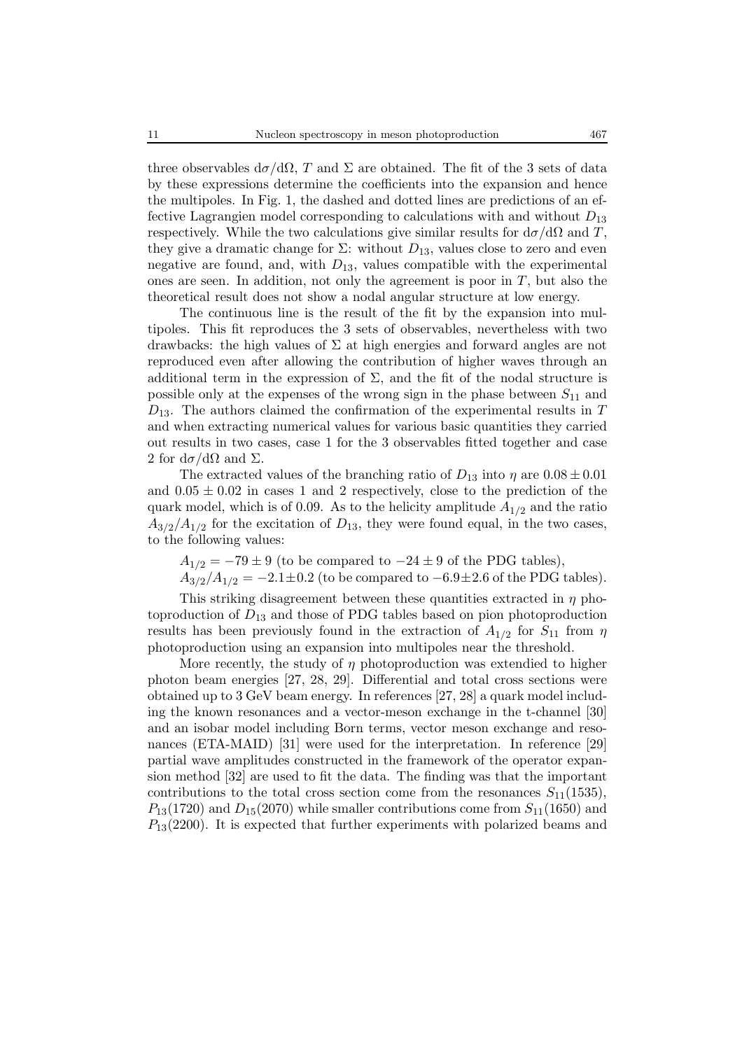three observables $\mathrm{d}\sigma/\mathrm{d}\Omega$, $T$ and $\Sigma$ are obtained. The fit of the 3 sets of data by these expressions determine the coefficients into the expansion and hence the multipoles. In Fig. 1, the dashed and dotted lines are predictions of an effective Lagrangien model corresponding to calculations with and without $D_{13}$ respectively. While the two calculations give similar results for $\mathrm{d}\sigma/\mathrm{d}\Omega$ and $T$, they give a dramatic change for $\Sigma$: without $D_{13}$, values close to zero and even negative are found, and, with $D_{13}$, values compatible with the experimental ones are seen. In addition, not only the agreement is poor in $T$, but also the theoretical result does not show a nodal angular structure at low energy.

The continuous line is the result of the fit by the expansion into multipoles. This fit reproduces the 3 sets of observables, nevertheless with two drawbacks: the high values of $\Sigma$ at high energies and forward angles are not reproduced even after allowing the contribution of higher waves through an additional term in the expression of $\Sigma$, and the fit of the nodal structure is possible only at the expenses of the wrong sign in the phase between $S_{11}$ and $D_{13}$. The authors claimed the confirmation of the experimental results in $T$ and when extracting numerical values for various basic quantities they carried out results in two cases, case 1 for the 3 observables fitted together and case 2 for $\mathrm{d}\sigma/\mathrm{d}\Omega$ and $\Sigma$.

The extracted values of the branching ratio of $D_{13}$ into $\eta$ are $0.08 \pm 0.01$ and $0.05 \pm 0.02$ in cases 1 and 2 respectively, close to the prediction of the quark model, which is of 0.09. As to the helicity amplitude $A_{1/2}$ and the ratio $A_{3/2}/A_{1/2}$ for the excitation of $D_{13}$, they were found equal, in the two cases, to the following values:

$A_{1/2} = -79 \pm 9$ (to be compared to $-24 \pm 9$ of the PDG tables),

$A_{3/2}/A_{1/2} = -2.1 \pm 0.2$ (to be compared to $-6.9 \pm 2.6$ of the PDG tables).

This striking disagreement between these quantities extracted in $\eta$ photoproduction of $D_{13}$ and those of PDG tables based on pion photoproduction results has been previously found in the extraction of $A_{1/2}$ for $S_{11}$ from $\eta$ photoproduction using an expansion into multipoles near the threshold.

More recently, the study of $\eta$ photoproduction was extendied to higher photon beam energies [27, 28, 29]. Differential and total cross sections were obtained up to 3 GeV beam energy. In references [27, 28] a quark model including the known resonances and a vector-meson exchange in the t-channel [30] and an isobar model including Born terms, vector meson exchange and resonances (ETA-MAID) [31] were used for the interpretation. In reference [29] partial wave amplitudes constructed in the framework of the operator expansion method [32] are used to fit the data. The finding was that the important contributions to the total cross section come from the resonances $S_{11}(1535)$, $P_{13}(1720)$ and $D_{15}(2070)$ while smaller contributions come from $S_{11}(1650)$ and $P_{13}(2200)$. It is expected that further experiments with polarized beams and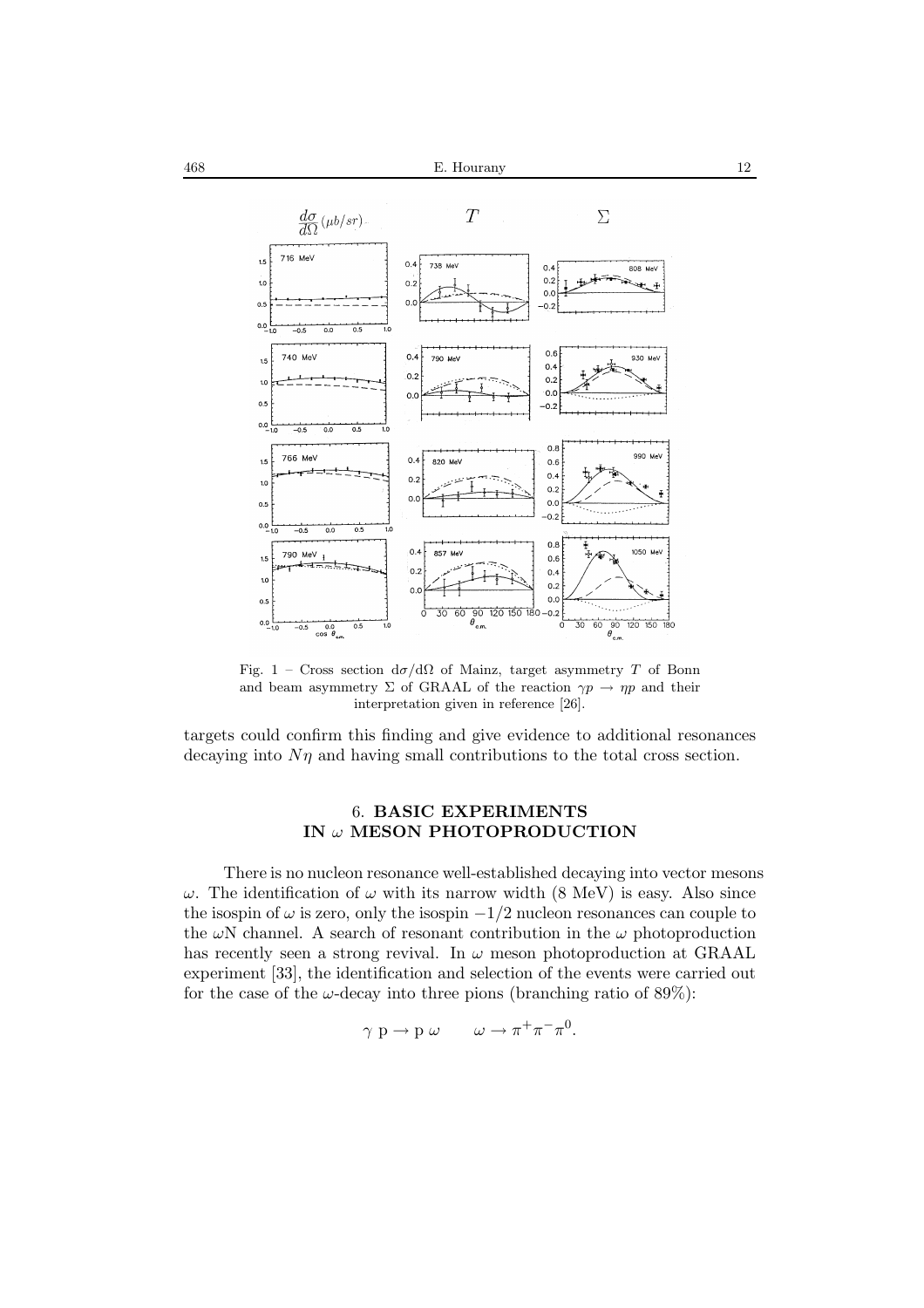Fig. 1 – Cross section $d\sigma/d\Omega$ of Mainz, target asymmetry $T$ of Bonn and beam asymmetry $\Sigma$ of GRAAL of the reaction $\gamma p \to \eta p$ and their interpretation given in reference [26].

targets could confirm this finding and give evidence to additional resonances decaying into $N\eta$ and having small contributions to the total cross section.

## 6. BASIC EXPERIMENTS IN $\omega$ MESON PHOTOPRODUCTION

There is no nucleon resonance well-established decaying into vector mesons $\omega$. The identification of $\omega$ with its narrow width (8 MeV) is easy. Also since the isospin of $\omega$ is zero, only the isospin $-1/2$ nucleon resonances can couple to the $\omega$N channel. A search of resonant contribution in the $\omega$ photoproduction has recently seen a strong revival. In $\omega$ meson photoproduction at GRAAL experiment [33], the identification and selection of the events were carried out for the case of the $\omega$-decay into three pions (branching ratio of 89%):

$$\gamma \text{ p} \to \text{p } \omega \qquad \omega \to \pi^+\pi^-\pi^0.$$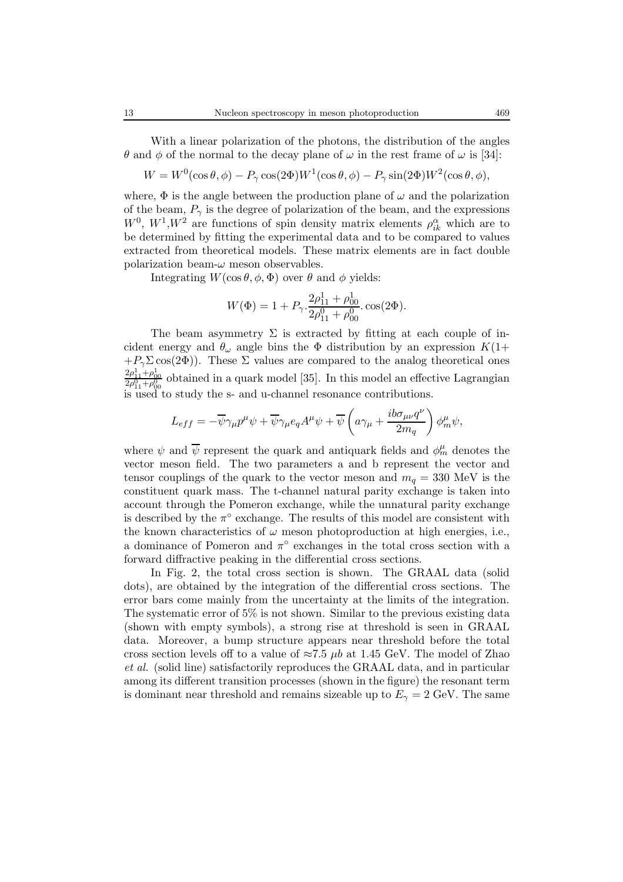With a linear polarization of the photons, the distribution of the angles $\theta$ and $\phi$ of the normal to the decay plane of $\omega$ in the rest frame of $\omega$ is [34]:

$$W = W^0(\cos\theta, \phi) - P_\gamma \cos(2\Phi) W^1(\cos\theta, \phi) - P_\gamma \sin(2\Phi) W^2(\cos\theta, \phi),$$

where, $\Phi$ is the angle between the production plane of $\omega$ and the polarization of the beam, $P_\gamma$ is the degree of polarization of the beam, and the expressions $W^0$, $W^1$,$W^2$ are functions of spin density matrix elements $\rho^\alpha_{ik}$ which are to be determined by fitting the experimental data and to be compared to values extracted from theoretical models. These matrix elements are in fact double polarization beam-$\omega$ meson observables.

Integrating $W(\cos\theta, \phi, \Phi)$ over $\theta$ and $\phi$ yields:

$$W(\Phi) = 1 + P_\gamma . \frac{2\rho^1_{11} + \rho^1_{00}}{2\rho^0_{11} + \rho^0_{00}} . \cos(2\Phi).$$

The beam asymmetry $\Sigma$ is extracted by fitting at each couple of incident energy and $\theta_\omega$ angle bins the $\Phi$ distribution by an expression $K(1+ +P_\gamma \Sigma \cos(2\Phi))$. These $\Sigma$ values are compared to the analog theoretical ones $\frac{2\rho^1_{11}+\rho^1_{00}}{2\rho^0_{11}+\rho^0_{00}}$ obtained in a quark model [35]. In this model an effective Lagrangian is used to study the s- and u-channel resonance contributions.

$$L_{eff} = -\overline{\psi}\gamma_\mu p^\mu \psi + \overline{\psi}\gamma_\mu e_q A^\mu \psi + \overline{\psi}\left(a\gamma_\mu + \frac{ib\sigma_{\mu\nu}q^\nu}{2m_q}\right)\phi^\mu_m \psi,$$

where $\psi$ and $\overline{\psi}$ represent the quark and antiquark fields and $\phi^\mu_m$ denotes the vector meson field. The two parameters a and b represent the vector and tensor couplings of the quark to the vector meson and $m_q = 330$ MeV is the constituent quark mass. The t-channel natural parity exchange is taken into account through the Pomeron exchange, while the unnatural parity exchange is described by the $\pi^\circ$ exchange. The results of this model are consistent with the known characteristics of $\omega$ meson photoproduction at high energies, i.e., a dominance of Pomeron and $\pi^\circ$ exchanges in the total cross section with a forward diffractive peaking in the differential cross sections.

In Fig. 2, the total cross section is shown. The GRAAL data (solid dots), are obtained by the integration of the differential cross sections. The error bars come mainly from the uncertainty at the limits of the integration. The systematic error of 5% is not shown. Similar to the previous existing data (shown with empty symbols), a strong rise at threshold is seen in GRAAL data. Moreover, a bump structure appears near threshold before the total cross section levels off to a value of $\approx$7.5 $\mu b$ at 1.45 GeV. The model of Zhao *et al.* (solid line) satisfactorily reproduces the GRAAL data, and in particular among its different transition processes (shown in the figure) the resonant term is dominant near threshold and remains sizeable up to $E_\gamma = 2$ GeV. The same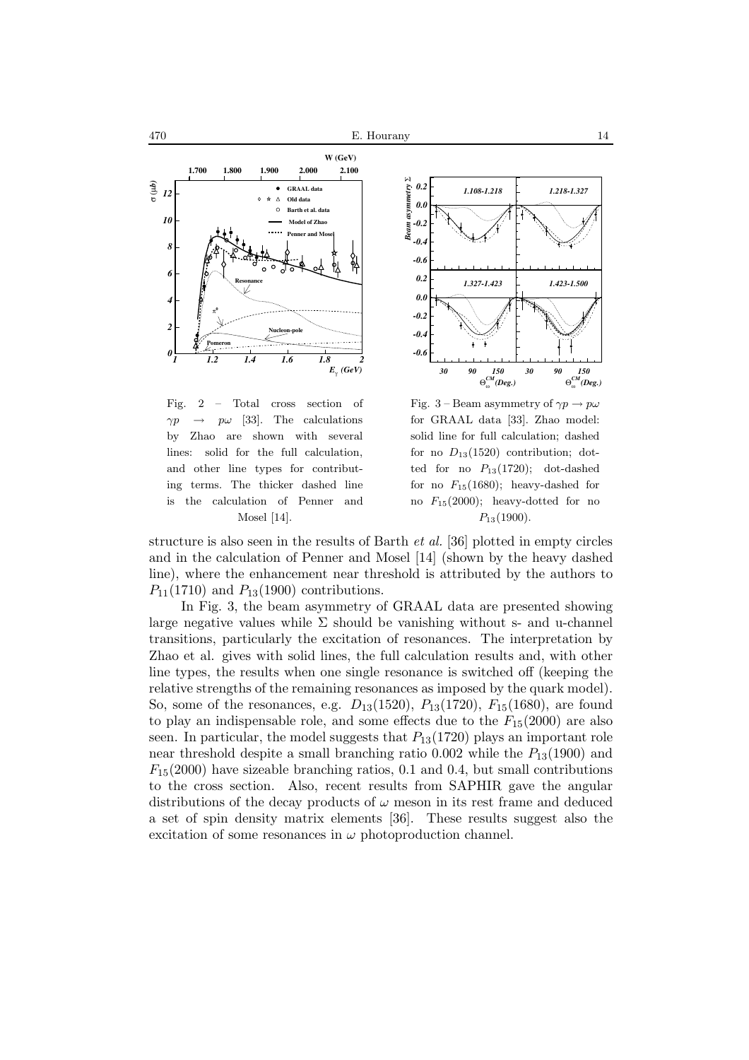Fig. 2 – Total cross section of $\gamma p \rightarrow p\omega$ [33]. The calculations by Zhao are shown with several lines: solid for the full calculation, and other line types for contributing terms. The thicker dashed line is the calculation of Penner and Mosel [14].

Fig. 3 – Beam asymmetry of $\gamma p \rightarrow p\omega$ for GRAAL data [33]. Zhao model: solid line for full calculation; dashed for no $D_{13}(1520)$ contribution; dotted for no $P_{13}(1720)$; dot-dashed for no $F_{15}(1680)$; heavy-dashed for no $F_{15}(2000)$; heavy-dotted for no $P_{13}(1900)$.

structure is also seen in the results of Barth *et al.* [36] plotted in empty circles and in the calculation of Penner and Mosel [14] (shown by the heavy dashed line), where the enhancement near threshold is attributed by the authors to $P_{11}(1710)$ and $P_{13}(1900)$ contributions.

In Fig. 3, the beam asymmetry of GRAAL data are presented showing large negative values while $\Sigma$ should be vanishing without s- and u-channel transitions, particularly the excitation of resonances. The interpretation by Zhao et al. gives with solid lines, the full calculation results and, with other line types, the results when one single resonance is switched off (keeping the relative strengths of the remaining resonances as imposed by the quark model). So, some of the resonances, e.g. $D_{13}(1520)$, $P_{13}(1720)$, $F_{15}(1680)$, are found to play an indispensable role, and some effects due to the $F_{15}(2000)$ are also seen. In particular, the model suggests that $P_{13}(1720)$ plays an important role near threshold despite a small branching ratio 0.002 while the $P_{13}(1900)$ and $F_{15}(2000)$ have sizeable branching ratios, 0.1 and 0.4, but small contributions to the cross section. Also, recent results from SAPHIR gave the angular distributions of the decay products of $\omega$ meson in its rest frame and deduced a set of spin density matrix elements [36]. These results suggest also the excitation of some resonances in $\omega$ photoproduction channel.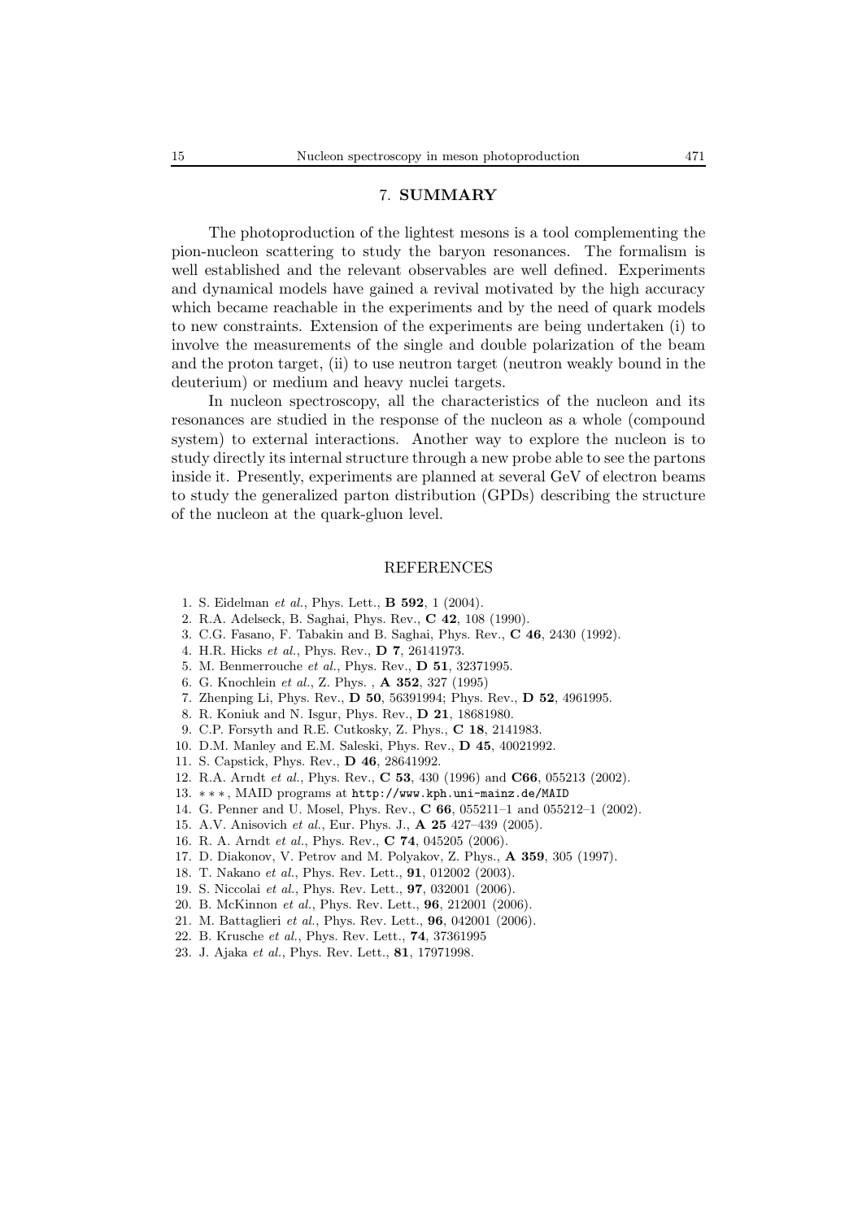## 7. SUMMARY

The photoproduction of the lightest mesons is a tool complementing the pion-nucleon scattering to study the baryon resonances. The formalism is well established and the relevant observables are well defined. Experiments and dynamical models have gained a revival motivated by the high accuracy which became reachable in the experiments and by the need of quark models to new constraints. Extension of the experiments are being undertaken (i) to involve the measurements of the single and double polarization of the beam and the proton target, (ii) to use neutron target (neutron weakly bound in the deuterium) or medium and heavy nuclei targets.

In nucleon spectroscopy, all the characteristics of the nucleon and its resonances are studied in the response of the nucleon as a whole (compound system) to external interactions. Another way to explore the nucleon is to study directly its internal structure through a new probe able to see the partons inside it. Presently, experiments are planned at several GeV of electron beams to study the generalized parton distribution (GPDs) describing the structure of the nucleon at the quark-gluon level.

## REFERENCES

1. S. Eidelman *et al.*, Phys. Lett., **B 592**, 1 (2004).
2. R.A. Adelseck, B. Saghai, Phys. Rev., **C 42**, 108 (1990).
3. C.G. Fasano, F. Tabakin and B. Saghai, Phys. Rev., **C 46**, 2430 (1992).
4. H.R. Hicks *et al.*, Phys. Rev., **D 7**, 26141973.
5. M. Benmerrouche *et al.*, Phys. Rev., **D 51**, 32371995.
6. G. Knochlein *et al.*, Z. Phys. , **A 352**, 327 (1995)
7. Zhenping Li, Phys. Rev., **D 50**, 56391994; Phys. Rev., **D 52**, 4961995.
8. R. Koniuk and N. Isgur, Phys. Rev., **D 21**, 18681980.
9. C.P. Forsyth and R.E. Cutkosky, Z. Phys., **C 18**, 2141983.
10. D.M. Manley and E.M. Saleski, Phys. Rev., **D 45**, 40021992.
11. S. Capstick, Phys. Rev., **D 46**, 28641992.
12. R.A. Arndt *et al.*, Phys. Rev., **C 53**, 430 (1996) and **C66**, 055213 (2002).
13. ∗ ∗ ∗, MAID programs at `http://www.kph.uni-mainz.de/MAID`
14. G. Penner and U. Mosel, Phys. Rev., **C 66**, 055211–1 and 055212–1 (2002).
15. A.V. Anisovich *et al.*, Eur. Phys. J., **A 25** 427–439 (2005).
16. R. A. Arndt *et al.*, Phys. Rev., **C 74**, 045205 (2006).
17. D. Diakonov, V. Petrov and M. Polyakov, Z. Phys., **A 359**, 305 (1997).
18. T. Nakano *et al.*, Phys. Rev. Lett., **91**, 012002 (2003).
19. S. Niccolai *et al.*, Phys. Rev. Lett., **97**, 032001 (2006).
20. B. McKinnon *et al.*, Phys. Rev. Lett., **96**, 212001 (2006).
21. M. Battaglieri *et al.*, Phys. Rev. Lett., **96**, 042001 (2006).
22. B. Krusche *et al.*, Phys. Rev. Lett., **74**, 37361995
23. J. Ajaka *et al.*, Phys. Rev. Lett., **81**, 17971998.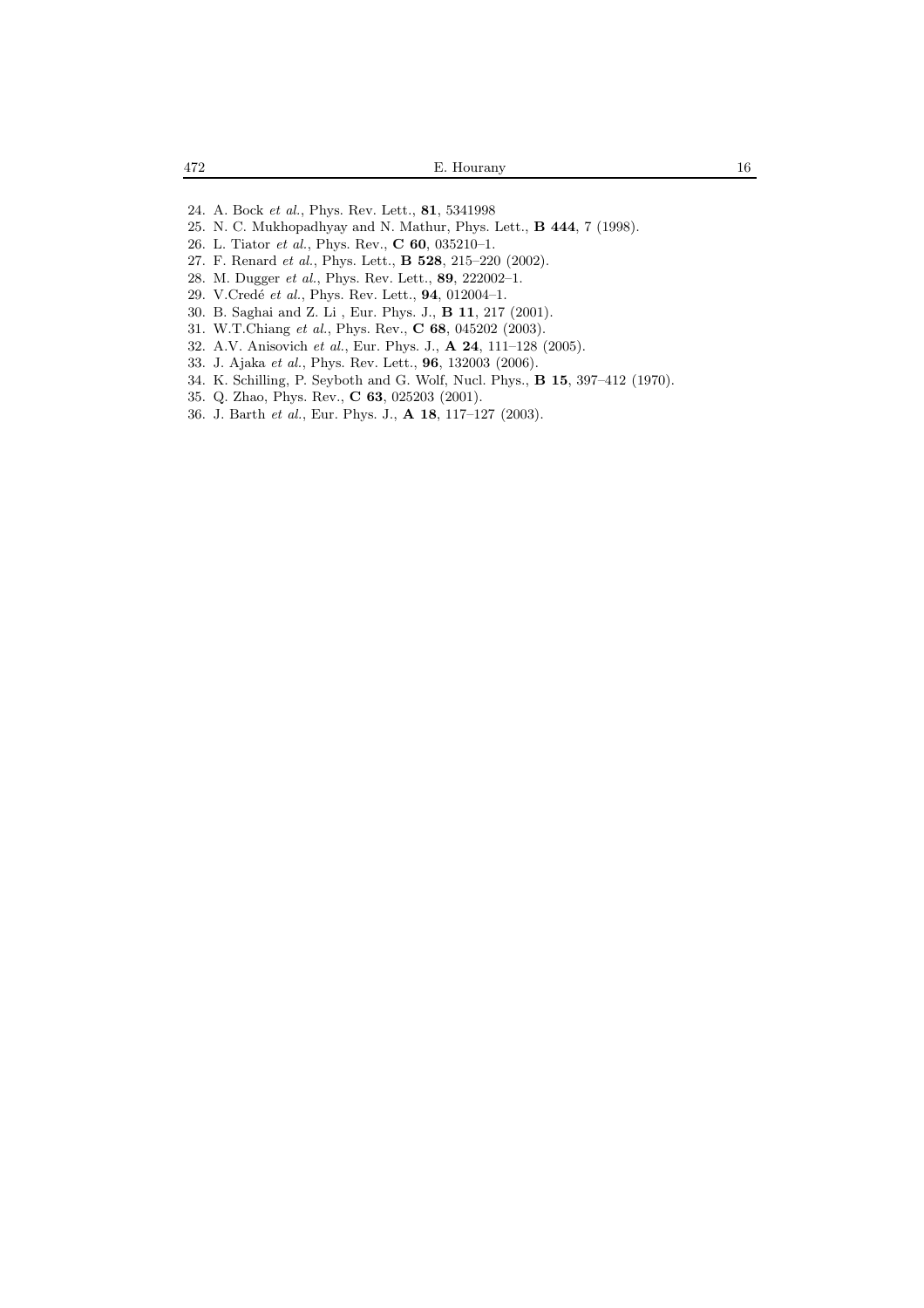24. A. Bock *et al.*, Phys. Rev. Lett., **81**, 5341998
25. N. C. Mukhopadhyay and N. Mathur, Phys. Lett., **B 444**, 7 (1998).
26. L. Tiator *et al.*, Phys. Rev., **C 60**, 035210–1.
27. F. Renard *et al.*, Phys. Lett., **B 528**, 215–220 (2002).
28. M. Dugger *et al.*, Phys. Rev. Lett., **89**, 222002–1.
29. V.Credé *et al.*, Phys. Rev. Lett., **94**, 012004–1.
30. B. Saghai and Z. Li , Eur. Phys. J., **B 11**, 217 (2001).
31. W.T.Chiang *et al.*, Phys. Rev., **C 68**, 045202 (2003).
32. A.V. Anisovich *et al.*, Eur. Phys. J., **A 24**, 111–128 (2005).
33. J. Ajaka *et al.*, Phys. Rev. Lett., **96**, 132003 (2006).
34. K. Schilling, P. Seyboth and G. Wolf, Nucl. Phys., **B 15**, 397–412 (1970).
35. Q. Zhao, Phys. Rev., **C 63**, 025203 (2001).
36. J. Barth *et al.*, Eur. Phys. J., **A 18**, 117–127 (2003).